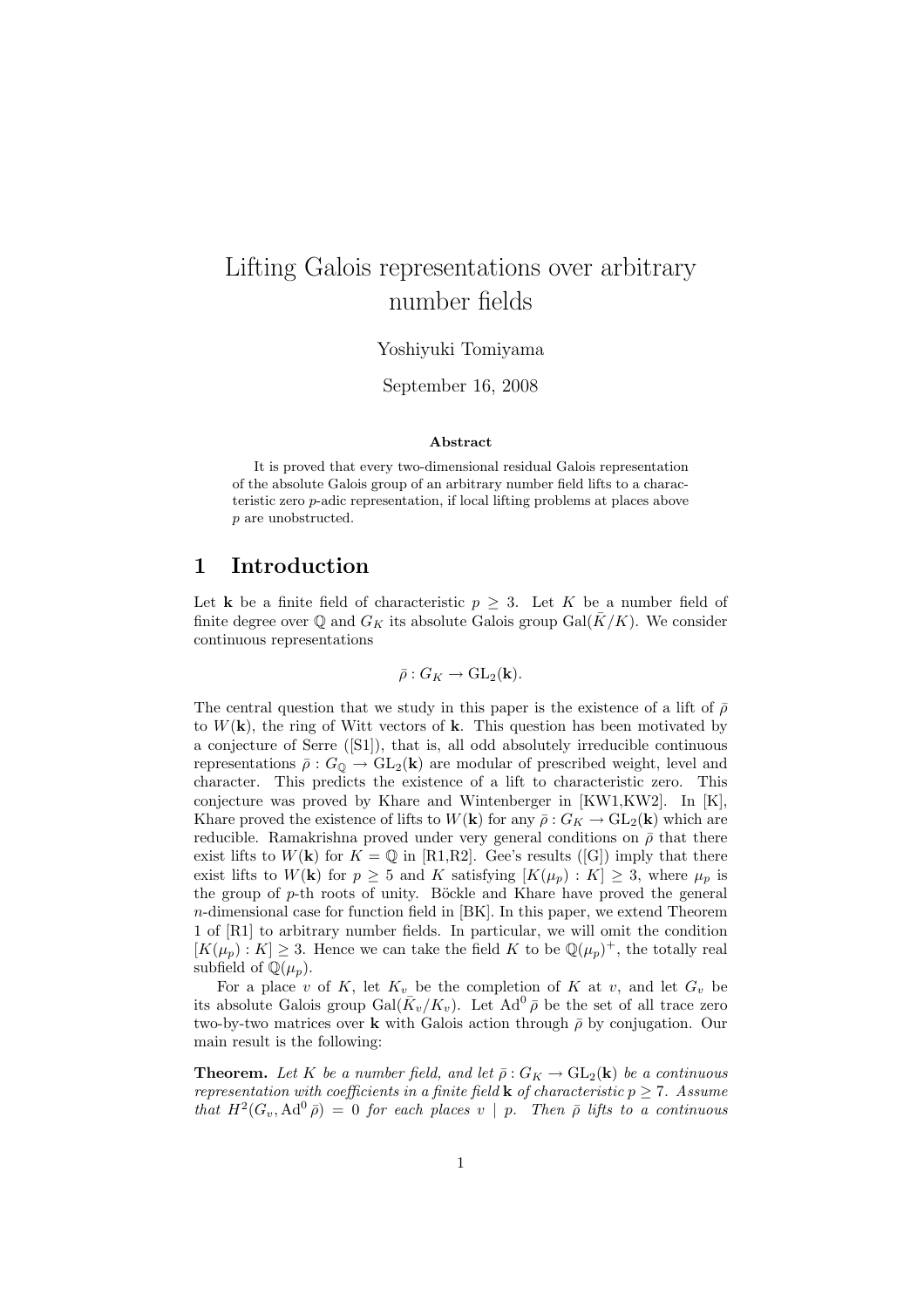# Lifting Galois representations over arbitrary number fields

Yoshiyuki Tomiyama

September 16, 2008

**Abstract**

It is proved that every two-dimensional residual Galois representation of the absolute Galois group of an arbitrary number field lifts to a characteristic zero $p$-adic representation, if local lifting problems at places above $p$ are unobstructed.

## 1 Introduction

Let $\mathbf{k}$ be a finite field of characteristic $p \geq 3$. Let $K$ be a number field of finite degree over $\mathbb{Q}$ and $G_K$ its absolute Galois group $\mathrm{Gal}(\bar{K}/K)$. We consider continuous representations

$$\bar{\rho} : G_K \to \mathrm{GL}_2(\mathbf{k}).$$

The central question that we study in this paper is the existence of a lift of $\bar{\rho}$ to $W(\mathbf{k})$, the ring of Witt vectors of $\mathbf{k}$. This question has been motivated by a conjecture of Serre ([S1]), that is, all odd absolutely irreducible continuous representations $\bar{\rho} : G_{\mathbb{Q}} \to \mathrm{GL}_2(\mathbf{k})$ are modular of prescribed weight, level and character. This predicts the existence of a lift to characteristic zero. This conjecture was proved by Khare and Wintenberger in [KW1,KW2]. In [K], Khare proved the existence of lifts to $W(\mathbf{k})$ for any $\bar{\rho} : G_K \to \mathrm{GL}_2(\mathbf{k})$ which are reducible. Ramakrishna proved under very general conditions on $\bar{\rho}$ that there exist lifts to $W(\mathbf{k})$ for $K = \mathbb{Q}$ in [R1,R2]. Gee's results ([G]) imply that there exist lifts to $W(\mathbf{k})$ for $p \geq 5$ and $K$ satisfying $[K(\mu_p) : K] \geq 3$, where $\mu_p$ is the group of $p$-th roots of unity. Böckle and Khare have proved the general $n$-dimensional case for function field in [BK]. In this paper, we extend Theorem 1 of [R1] to arbitrary number fields. In particular, we will omit the condition $[K(\mu_p) : K] \geq 3$. Hence we can take the field $K$ to be $\mathbb{Q}(\mu_p)^+$, the totally real subfield of $\mathbb{Q}(\mu_p)$.

For a place $v$ of $K$, let $K_v$ be the completion of $K$ at $v$, and let $G_v$ be its absolute Galois group $\mathrm{Gal}(\bar{K}_v/K_v)$. Let $\mathrm{Ad}^0 \bar{\rho}$ be the set of all trace zero two-by-two matrices over $\mathbf{k}$ with Galois action through $\bar{\rho}$ by conjugation. Our main result is the following:

**Theorem.** *Let $K$ be a number field, and let $\bar{\rho} : G_K \to \mathrm{GL}_2(\mathbf{k})$ be a continuous representation with coefficients in a finite field $\mathbf{k}$ of characteristic $p \geq 7$. Assume that $H^2(G_v, \mathrm{Ad}^0 \bar{\rho}) = 0$ for each places $v \mid p$. Then $\bar{\rho}$ lifts to a continuous*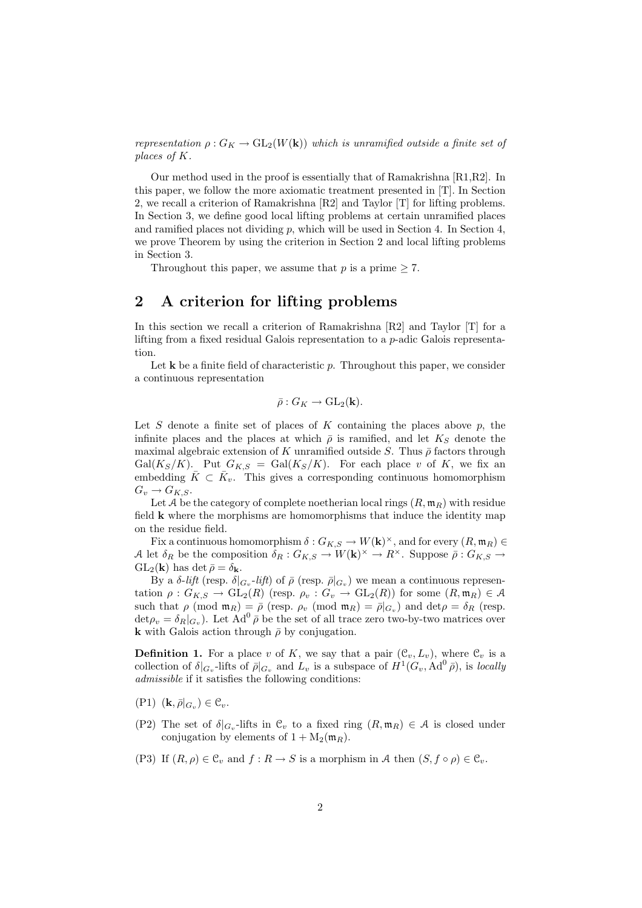*representation $\rho : G_K \to \mathrm{GL}_2(W(\mathbf{k}))$ which is unramified outside a finite set of places of $K$.*

Our method used in the proof is essentially that of Ramakrishna [R1,R2]. In this paper, we follow the more axiomatic treatment presented in [T]. In Section 2, we recall a criterion of Ramakrishna [R2] and Taylor [T] for lifting problems. In Section 3, we define good local lifting problems at certain unramified places and ramified places not dividing $p$, which will be used in Section 4. In Section 4, we prove Theorem by using the criterion in Section 2 and local lifting problems in Section 3.

Throughout this paper, we assume that $p$ is a prime $\geq 7$.

## 2 A criterion for lifting problems

In this section we recall a criterion of Ramakrishna [R2] and Taylor [T] for a lifting from a fixed residual Galois representation to a $p$-adic Galois representation.

Let $\mathbf{k}$ be a finite field of characteristic $p$. Throughout this paper, we consider a continuous representation

$$\bar{\rho} : G_K \to \mathrm{GL}_2(\mathbf{k}).$$

Let $S$ denote a finite set of places of $K$ containing the places above $p$, the infinite places and the places at which $\bar{\rho}$ is ramified, and let $K_S$ denote the maximal algebraic extension of $K$ unramified outside $S$. Thus $\bar{\rho}$ factors through $\mathrm{Gal}(K_S/K)$. Put $G_{K,S} = \mathrm{Gal}(K_S/K)$. For each place $v$ of $K$, we fix an embedding $\bar{K} \subset \bar{K}_v$. This gives a corresponding continuous homomorphism $G_v \to G_{K,S}$.

Let $\mathcal{A}$ be the category of complete noetherian local rings $(R, \mathfrak{m}_R)$ with residue field $\mathbf{k}$ where the morphisms are homomorphisms that induce the identity map on the residue field.

Fix a continuous homomorphism $\delta : G_{K,S} \to W(\mathbf{k})^\times$, and for every $(R, \mathfrak{m}_R) \in \mathcal{A}$ let $\delta_R$ be the composition $\delta_R : G_{K,S} \to W(\mathbf{k})^\times \to R^\times$. Suppose $\bar{\rho} : G_{K,S} \to \mathrm{GL}_2(\mathbf{k})$ has $\det \bar{\rho} = \delta_{\mathbf{k}}$.

By a *$\delta$-lift* (resp. *$\delta|_{G_v}$-lift*) of $\bar{\rho}$ (resp. $\bar{\rho}|_{G_v}$) we mean a continuous representation $\rho : G_{K,S} \to \mathrm{GL}_2(R)$ (resp. $\rho_v : G_v \to \mathrm{GL}_2(R)$) for some $(R, \mathfrak{m}_R) \in \mathcal{A}$ such that $\rho \pmod{\mathfrak{m}_R} = \bar{\rho}$ (resp. $\rho_v \pmod{\mathfrak{m}_R} = \bar{\rho}|_{G_v}$) and $\det\rho = \delta_R$ (resp. $\det\rho_v = \delta_R|_{G_v}$). Let $\mathrm{Ad}^0 \bar{\rho}$ be the set of all trace zero two-by-two matrices over $\mathbf{k}$ with Galois action through $\bar{\rho}$ by conjugation.

**Definition 1.** For a place $v$ of $K$, we say that a pair $(\mathcal{C}_v, L_v)$, where $\mathcal{C}_v$ is a collection of $\delta|_{G_v}$-lifts of $\bar{\rho}|_{G_v}$ and $L_v$ is a subspace of $H^1(G_v, \mathrm{Ad}^0 \bar{\rho})$, is *locally admissible* if it satisfies the following conditions:

(P1) $(\mathbf{k}, \bar{\rho}|_{G_v}) \in \mathcal{C}_v$.

(P2) The set of $\delta|_{G_v}$-lifts in $\mathcal{C}_v$ to a fixed ring $(R, \mathfrak{m}_R) \in \mathcal{A}$ is closed under conjugation by elements of $1 + \mathrm{M}_2(\mathfrak{m}_R)$.

(P3) If $(R, \rho) \in \mathcal{C}_v$ and $f : R \to S$ is a morphism in $\mathcal{A}$ then $(S, f \circ \rho) \in \mathcal{C}_v$.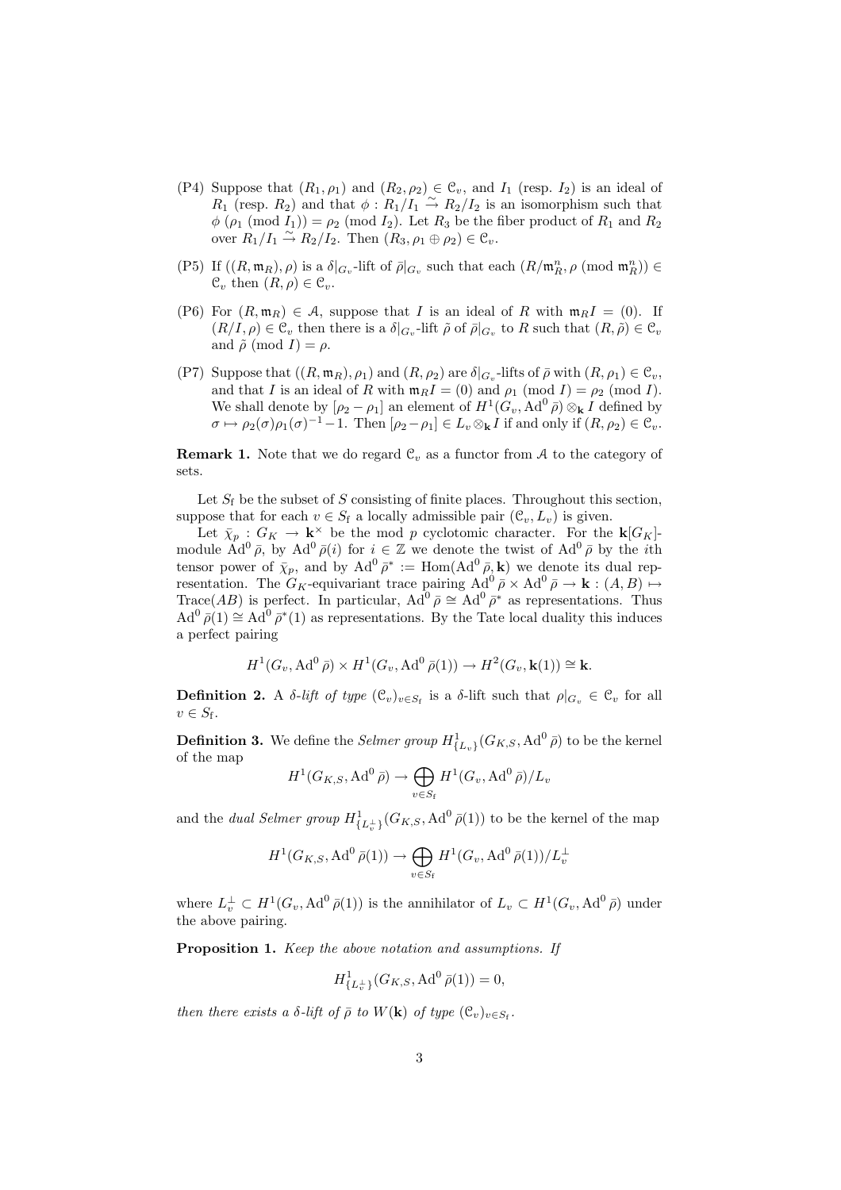(P4) Suppose that $(R_1, \rho_1)$ and $(R_2, \rho_2) \in \mathcal{C}_v$, and $I_1$ (resp. $I_2$) is an ideal of $R_1$ (resp. $R_2$) and that $\phi : R_1/I_1 \xrightarrow{\sim} R_2/I_2$ is an isomorphism such that $\phi\,(\rho_1 \pmod{I_1}) = \rho_2 \pmod{I_2}$. Let $R_3$ be the fiber product of $R_1$ and $R_2$ over $R_1/I_1 \xrightarrow{\sim} R_2/I_2$. Then $(R_3, \rho_1 \oplus \rho_2) \in \mathcal{C}_v$.

(P5) If $((R, \mathfrak{m}_R), \rho)$ is a $\delta|_{G_v}$-lift of $\bar\rho|_{G_v}$ such that each $(R/\mathfrak{m}_R^n, \rho \pmod{\mathfrak{m}_R^n}) \in \mathcal{C}_v$ then $(R, \rho) \in \mathcal{C}_v$.

(P6) For $(R, \mathfrak{m}_R) \in \mathcal{A}$, suppose that $I$ is an ideal of $R$ with $\mathfrak{m}_R I = (0)$. If $(R/I, \rho) \in \mathcal{C}_v$ then there is a $\delta|_{G_v}$-lift $\tilde\rho$ of $\bar\rho|_{G_v}$ to $R$ such that $(R, \tilde\rho) \in \mathcal{C}_v$ and $\tilde\rho \pmod{I} = \rho$.

(P7) Suppose that $((R, \mathfrak{m}_R), \rho_1)$ and $(R, \rho_2)$ are $\delta|_{G_v}$-lifts of $\bar\rho$ with $(R, \rho_1) \in \mathcal{C}_v$, and that $I$ is an ideal of $R$ with $\mathfrak{m}_R I = (0)$ and $\rho_1 \pmod{I} = \rho_2 \pmod{I}$. We shall denote by $[\rho_2 - \rho_1]$ an element of $H^1(G_v, \operatorname{Ad}^0 \bar\rho) \otimes_{\mathbf{k}} I$ defined by $\sigma \mapsto \rho_2(\sigma)\rho_1(\sigma)^{-1} - 1$. Then $[\rho_2 - \rho_1] \in L_v \otimes_{\mathbf{k}} I$ if and only if $(R, \rho_2) \in \mathcal{C}_v$.

**Remark 1.** Note that we do regard $\mathcal{C}_v$ as a functor from $\mathcal{A}$ to the category of sets.

Let $S_{\mathrm{f}}$ be the subset of $S$ consisting of finite places. Throughout this section, suppose that for each $v \in S_{\mathrm{f}}$ a locally admissible pair $(\mathcal{C}_v, L_v)$ is given.

Let $\bar\chi_p : G_K \to \mathbf{k}^\times$ be the mod $p$ cyclotomic character. For the $\mathbf{k}[G_K]$-module $\operatorname{Ad}^0 \bar\rho$, by $\operatorname{Ad}^0 \bar\rho(i)$ for $i \in \mathbb{Z}$ we denote the twist of $\operatorname{Ad}^0 \bar\rho$ by the $i$th tensor power of $\bar\chi_p$, and by $\operatorname{Ad}^0 \bar\rho^* := \operatorname{Hom}(\operatorname{Ad}^0 \bar\rho, \mathbf{k})$ we denote its dual representation. The $G_K$-equivariant trace pairing $\operatorname{Ad}^0 \bar\rho \times \operatorname{Ad}^0 \bar\rho \to \mathbf{k} : (A, B) \mapsto \operatorname{Trace}(AB)$ is perfect. In particular, $\operatorname{Ad}^0 \bar\rho \cong \operatorname{Ad}^0 \bar\rho^*$ as representations. Thus $\operatorname{Ad}^0 \bar\rho(1) \cong \operatorname{Ad}^0 \bar\rho^*(1)$ as representations. By the Tate local duality this induces a perfect pairing

$$H^1(G_v, \operatorname{Ad}^0 \bar\rho) \times H^1(G_v, \operatorname{Ad}^0 \bar\rho(1)) \to H^2(G_v, \mathbf{k}(1)) \cong \mathbf{k}.$$

**Definition 2.** A *$\delta$-lift of type $(\mathcal{C}_v)_{v \in S_{\mathrm{f}}}$* is a $\delta$-lift such that $\rho|_{G_v} \in \mathcal{C}_v$ for all $v \in S_{\mathrm{f}}$.

**Definition 3.** We define the *Selmer group* $H^1_{\{L_v\}}(G_{K,S}, \operatorname{Ad}^0 \bar\rho)$ to be the kernel of the map

$$H^1(G_{K,S}, \operatorname{Ad}^0 \bar\rho) \to \bigoplus_{v \in S_{\mathrm{f}}} H^1(G_v, \operatorname{Ad}^0 \bar\rho)/L_v$$

and the *dual Selmer group* $H^1_{\{L_v^\perp\}}(G_{K,S}, \operatorname{Ad}^0 \bar\rho(1))$ to be the kernel of the map

$$H^1(G_{K,S}, \operatorname{Ad}^0 \bar\rho(1)) \to \bigoplus_{v \in S_{\mathrm{f}}} H^1(G_v, \operatorname{Ad}^0 \bar\rho(1))/L_v^\perp$$

where $L_v^\perp \subset H^1(G_v, \operatorname{Ad}^0 \bar\rho(1))$ is the annihilator of $L_v \subset H^1(G_v, \operatorname{Ad}^0 \bar\rho)$ under the above pairing.

**Proposition 1.** *Keep the above notation and assumptions. If*

$$H^1_{\{L_v^\perp\}}(G_{K,S}, \operatorname{Ad}^0 \bar\rho(1)) = 0,$$

*then there exists a $\delta$-lift of $\bar\rho$ to $W(\mathbf{k})$ of type $(\mathcal{C}_v)_{v \in S_{\mathrm{f}}}$.*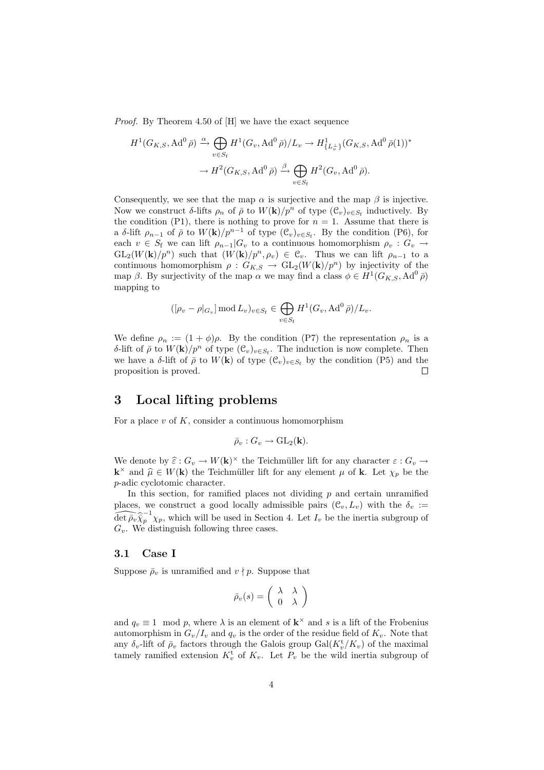*Proof.* By Theorem 4.50 of [H] we have the exact sequence

$$H^1(G_{K,S}, \mathrm{Ad}^0 \bar{\rho}) \xrightarrow{\alpha} \bigoplus_{v \in S_{\mathrm{f}}} H^1(G_v, \mathrm{Ad}^0 \bar{\rho})/L_v \to H^1_{\{L_v^\perp\}}(G_{K,S}, \mathrm{Ad}^0 \bar{\rho}(1))^*$$

$$\to H^2(G_{K,S}, \mathrm{Ad}^0 \bar{\rho}) \xrightarrow{\beta} \bigoplus_{v \in S_{\mathrm{f}}} H^2(G_v, \mathrm{Ad}^0 \bar{\rho}).$$

Consequently, we see that the map $\alpha$ is surjective and the map $\beta$ is injective. Now we construct $\delta$-lifts $\rho_n$ of $\bar{\rho}$ to $W(\mathbf{k})/p^n$ of type $(\mathcal{C}_v)_{v \in S_{\mathrm{f}}}$ inductively. By the condition (P1), there is nothing to prove for $n = 1$. Assume that there is a $\delta$-lift $\rho_{n-1}$ of $\bar{\rho}$ to $W(\mathbf{k})/p^{n-1}$ of type $(\mathcal{C}_v)_{v \in S_{\mathrm{f}}}$. By the condition (P6), for each $v \in S_{\mathrm{f}}$ we can lift $\rho_{n-1}|G_v$ to a continuous homomorphism $\rho_v : G_v \to \mathrm{GL}_2(W(\mathbf{k})/p^n)$ such that $(W(\mathbf{k})/p^n, \rho_v) \in \mathcal{C}_v$. Thus we can lift $\rho_{n-1}$ to a continuous homomorphism $\rho : G_{K,S} \to \mathrm{GL}_2(W(\mathbf{k})/p^n)$ by injectivity of the map $\beta$. By surjectivity of the map $\alpha$ we may find a class $\phi \in H^1(G_{K,S}, \mathrm{Ad}^0 \bar{\rho})$ mapping to

$$([\rho_v - \rho|_{G_v}] \bmod L_v)_{v \in S_{\mathrm{f}}} \in \bigoplus_{v \in S_{\mathrm{f}}} H^1(G_v, \mathrm{Ad}^0 \bar{\rho})/L_v.$$

We define $\rho_n := (1 + \phi)\rho$. By the condition (P7) the representation $\rho_n$ is a $\delta$-lift of $\bar{\rho}$ to $W(\mathbf{k})/p^n$ of type $(\mathcal{C}_v)_{v \in S_{\mathrm{f}}}$. The induction is now complete. Then we have a $\delta$-lift of $\bar{\rho}$ to $W(\mathbf{k})$ of type $(\mathcal{C}_v)_{v \in S_{\mathrm{f}}}$ by the condition (P5) and the proposition is proved. □

# 3 Local lifting problems

For a place $v$ of $K$, consider a continuous homomorphism

$$\bar{\rho}_v : G_v \to \mathrm{GL}_2(\mathbf{k}).$$

We denote by $\widehat{\varepsilon} : G_v \to W(\mathbf{k})^\times$ the Teichmüller lift for any character $\varepsilon : G_v \to \mathbf{k}^\times$ and $\widehat{\mu} \in W(\mathbf{k})$ the Teichmüller lift for any element $\mu$ of $\mathbf{k}$. Let $\chi_p$ be the $p$-adic cyclotomic character.

In this section, for ramified places not dividing $p$ and certain unramified places, we construct a good locally admissible pairs $(\mathcal{C}_v, L_v)$ with the $\delta_v := \widehat{\det \bar{\rho}_v}\widehat{\chi}_p^{-1}\chi_p$, which will be used in Section 4. Let $I_v$ be the inertia subgroup of $G_v$. We distinguish following three cases.

## 3.1 Case I

Suppose $\bar{\rho}_v$ is unramified and $v \nmid p$. Suppose that

$$\bar{\rho}_v(s) = \begin{pmatrix} \lambda & \lambda \\ 0 & \lambda \end{pmatrix}$$

and $q_v \equiv 1 \mod p$, where $\lambda$ is an element of $\mathbf{k}^\times$ and $s$ is a lift of the Frobenius automorphism in $G_v/I_v$ and $q_v$ is the order of the residue field of $K_v$. Note that any $\delta_v$-lift of $\bar{\rho}_v$ factors through the Galois group $\mathrm{Gal}(K_v^{\mathrm{t}}/K_v)$ of the maximal tamely ramified extension $K_v^{\mathrm{t}}$ of $K_v$. Let $P_v$ be the wild inertia subgroup of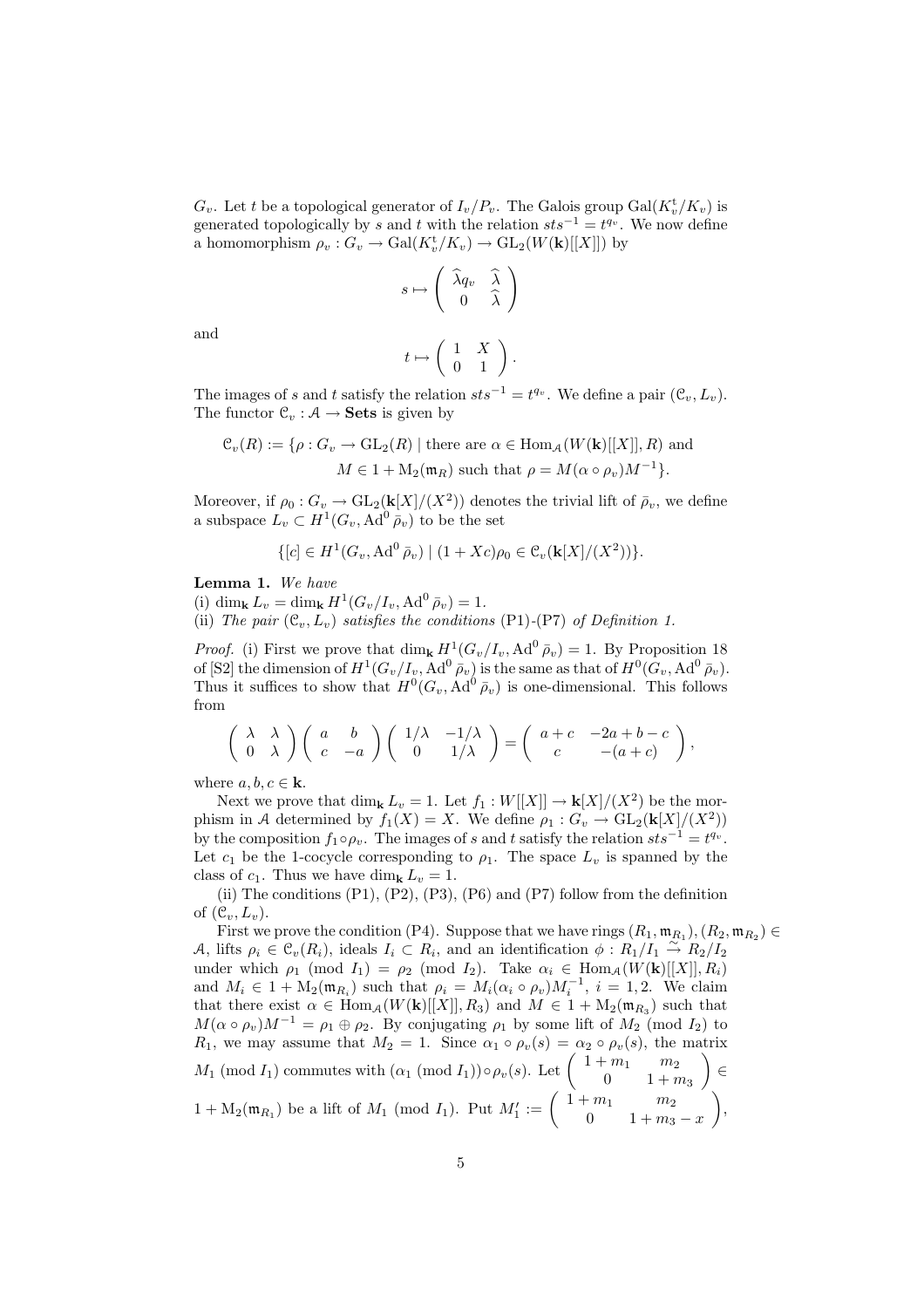$G_v$. Let $t$ be a topological generator of $I_v/P_v$. The Galois group $\mathrm{Gal}(K_v^{\mathrm{t}}/K_v)$ is generated topologically by $s$ and $t$ with the relation $sts^{-1} = t^{q_v}$. We now define a homomorphism $\rho_v : G_v \to \mathrm{Gal}(K_v^{\mathrm{t}}/K_v) \to \mathrm{GL}_2(W(\mathbf{k})[[X]])$ by

$$s \mapsto \begin{pmatrix} \widehat{\lambda} q_v & \widehat{\lambda} \\ 0 & \widehat{\lambda} \end{pmatrix}$$

and

$$t \mapsto \begin{pmatrix} 1 & X \\ 0 & 1 \end{pmatrix}.$$

The images of $s$ and $t$ satisfy the relation $sts^{-1} = t^{q_v}$. We define a pair $(\mathcal{C}_v, L_v)$. The functor $\mathcal{C}_v : \mathcal{A} \to \mathbf{Sets}$ is given by

$$\mathcal{C}_v(R) := \{\rho : G_v \to \mathrm{GL}_2(R) \mid \text{there are } \alpha \in \mathrm{Hom}_{\mathcal{A}}(W(\mathbf{k})[[X]], R) \text{ and } M \in 1 + \mathrm{M}_2(\mathfrak{m}_R) \text{ such that } \rho = M(\alpha \circ \rho_v)M^{-1}\}.$$

Moreover, if $\rho_0 : G_v \to \mathrm{GL}_2(\mathbf{k}[X]/(X^2))$ denotes the trivial lift of $\bar{\rho}_v$, we define a subspace $L_v \subset H^1(G_v, \mathrm{Ad}^0 \bar{\rho}_v)$ to be the set

$$\{[c] \in H^1(G_v, \mathrm{Ad}^0 \bar{\rho}_v) \mid (1 + Xc)\rho_0 \in \mathcal{C}_v(\mathbf{k}[X]/(X^2))\}.$$

**Lemma 1.** *We have*
(i) $\dim_{\mathbf{k}} L_v = \dim_{\mathbf{k}} H^1(G_v/I_v, \mathrm{Ad}^0 \bar{\rho}_v) = 1$.
(ii) *The pair* $(\mathcal{C}_v, L_v)$ *satisfies the conditions* (P1)-(P7) *of Definition 1.*

*Proof.* (i) First we prove that $\dim_{\mathbf{k}} H^1(G_v/I_v, \mathrm{Ad}^0 \bar{\rho}_v) = 1$. By Proposition 18 of [S2] the dimension of $H^1(G_v/I_v, \mathrm{Ad}^0 \bar{\rho}_v)$ is the same as that of $H^0(G_v, \mathrm{Ad}^0 \bar{\rho}_v)$. Thus it suffices to show that $H^0(G_v, \mathrm{Ad}^0 \bar{\rho}_v)$ is one-dimensional. This follows from

$$\begin{pmatrix} \lambda & \lambda \\ 0 & \lambda \end{pmatrix} \begin{pmatrix} a & b \\ c & -a \end{pmatrix} \begin{pmatrix} 1/\lambda & -1/\lambda \\ 0 & 1/\lambda \end{pmatrix} = \begin{pmatrix} a+c & -2a+b-c \\ c & -(a+c) \end{pmatrix},$$

where $a, b, c \in \mathbf{k}$.

Next we prove that $\dim_{\mathbf{k}} L_v = 1$. Let $f_1 : W[[X]] \to \mathbf{k}[X]/(X^2)$ be the morphism in $\mathcal{A}$ determined by $f_1(X) = X$. We define $\rho_1 : G_v \to \mathrm{GL}_2(\mathbf{k}[X]/(X^2))$ by the composition $f_1 \circ \rho_v$. The images of $s$ and $t$ satisfy the relation $sts^{-1} = t^{q_v}$. Let $c_1$ be the 1-cocycle corresponding to $\rho_1$. The space $L_v$ is spanned by the class of $c_1$. Thus we have $\dim_{\mathbf{k}} L_v = 1$.

(ii) The conditions (P1), (P2), (P3), (P6) and (P7) follow from the definition of $(\mathcal{C}_v, L_v)$.

First we prove the condition (P4). Suppose that we have rings $(R_1, \mathfrak{m}_{R_1}), (R_2, \mathfrak{m}_{R_2}) \in \mathcal{A}$, lifts $\rho_i \in \mathcal{C}_v(R_i)$, ideals $I_i \subset R_i$, and an identification $\phi : R_1/I_1 \xrightarrow{\sim} R_2/I_2$ under which $\rho_1 \pmod{I_1} = \rho_2 \pmod{I_2}$. Take $\alpha_i \in \mathrm{Hom}_{\mathcal{A}}(W(\mathbf{k})[[X]], R_i)$ and $M_i \in 1 + \mathrm{M}_2(\mathfrak{m}_{R_i})$ such that $\rho_i = M_i(\alpha_i \circ \rho_v)M_i^{-1}$, $i = 1, 2$. We claim that there exist $\alpha \in \mathrm{Hom}_{\mathcal{A}}(W(\mathbf{k})[[X]], R_3)$ and $M \in 1 + \mathrm{M}_2(\mathfrak{m}_{R_3})$ such that $M(\alpha \circ \rho_v)M^{-1} = \rho_1 \oplus \rho_2$. By conjugating $\rho_1$ by some lift of $M_2 \pmod{I_2}$ to $R_1$, we may assume that $M_2 = 1$. Since $\alpha_1 \circ \rho_v(s) = \alpha_2 \circ \rho_v(s)$, the matrix $M_1 \pmod{I_1}$ commutes with $(\alpha_1 \pmod{I_1}) \circ \rho_v(s)$. Let $\begin{pmatrix} 1+m_1 & m_2 \\ 0 & 1+m_3 \end{pmatrix} \in 1 + \mathrm{M}_2(\mathfrak{m}_{R_1})$ be a lift of $M_1 \pmod{I_1}$. Put $M_1' := \begin{pmatrix} 1+m_1 & m_2 \\ 0 & 1+m_3-x \end{pmatrix}$,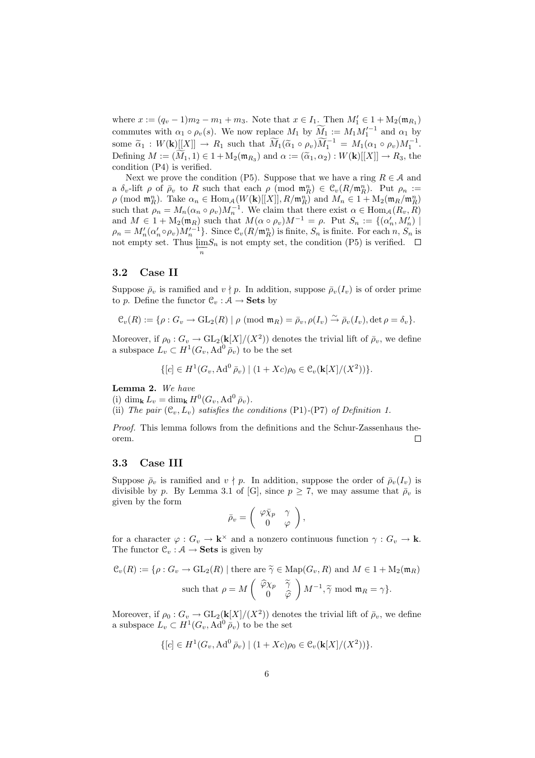where $x := (q_v - 1)m_2 - m_1 + m_3$. Note that $x \in I_1$. Then $M_1' \in 1 + \mathrm{M}_2(\mathfrak{m}_{R_1})$ commutes with $\alpha_1 \circ \rho_v(s)$. We now replace $M_1$ by $\widetilde{M}_1 := M_1 M_1'^{-1}$ and $\alpha_1$ by some $\widetilde{\alpha}_1 : W(\mathbf{k})[[X]] \to R_1$ such that $\widetilde{M}_1(\widetilde{\alpha}_1 \circ \rho_v)\widetilde{M}_1^{-1} = M_1(\alpha_1 \circ \rho_v)M_1^{-1}$. Defining $M := (\widetilde{M}_1, 1) \in 1 + \mathrm{M}_2(\mathfrak{m}_{R_3})$ and $\alpha := (\widetilde{\alpha}_1, \alpha_2) : W(\mathbf{k})[[X]] \to R_3$, the condition (P4) is verified.

Next we prove the condition (P5). Suppose that we have a ring $R \in \mathcal{A}$ and a $\delta_v$-lift $\rho$ of $\bar{\rho}_v$ to $R$ such that each $\rho \pmod{\mathfrak{m}_R^n} \in \mathcal{C}_v(R/\mathfrak{m}_R^n)$. Put $\rho_n := \rho \pmod{\mathfrak{m}_R^n}$. Take $\alpha_n \in \mathrm{Hom}_{\mathcal{A}}(W(\mathbf{k})[[X]], R/\mathfrak{m}_R^n)$ and $M_n \in 1 + \mathrm{M}_2(\mathfrak{m}_R/\mathfrak{m}_R^n)$ such that $\rho_n = M_n(\alpha_n \circ \rho_v)M_n^{-1}$. We claim that there exist $\alpha \in \mathrm{Hom}_{\mathcal{A}}(R_v, R)$ and $M \in 1 + \mathrm{M}_2(\mathfrak{m}_R)$ such that $M(\alpha \circ \rho_v)M^{-1} = \rho$. Put $S_n := \{(\alpha_n', M_n') \mid \rho_n = M_n'(\alpha_n' \circ \rho_v)M_n'^{-1}\}$. Since $\mathcal{C}_v(R/\mathfrak{m}_R^n)$ is finite, $S_n$ is finite. For each $n$, $S_n$ is not empty set. Thus $\varprojlim_n S_n$ is not empty set, the condition (P5) is verified. $\square$

### 3.2 Case II

Suppose $\bar{\rho}_v$ is ramified and $v \nmid p$. In addition, suppose $\bar{\rho}_v(I_v)$ is of order prime to $p$. Define the functor $\mathcal{C}_v : \mathcal{A} \to \mathbf{Sets}$ by

$$\mathcal{C}_v(R) := \{\rho : G_v \to \mathrm{GL}_2(R) \mid \rho \pmod{\mathfrak{m}_R} = \bar{\rho}_v, \rho(I_v) \xrightarrow{\sim} \bar{\rho}_v(I_v), \det \rho = \delta_v\}.$$

Moreover, if $\rho_0 : G_v \to \mathrm{GL}_2(\mathbf{k}[X]/(X^2))$ denotes the trivial lift of $\bar{\rho}_v$, we define a subspace $L_v \subset H^1(G_v, \mathrm{Ad}^0 \bar{\rho}_v)$ to be the set

$$\{[c] \in H^1(G_v, \mathrm{Ad}^0 \bar{\rho}_v) \mid (1 + Xc)\rho_0 \in \mathcal{C}_v(\mathbf{k}[X]/(X^2))\}.$$

**Lemma 2.** *We have*
(i) $\dim_{\mathbf{k}} L_v = \dim_{\mathbf{k}} H^0(G_v, \mathrm{Ad}^0 \bar{\rho}_v)$.
(ii) *The pair* $(\mathcal{C}_v, L_v)$ *satisfies the conditions* (P1)-(P7) *of Definition 1.*

*Proof.* This lemma follows from the definitions and the Schur-Zassenhaus theorem. $\square$

### 3.3 Case III

Suppose $\bar{\rho}_v$ is ramified and $v \nmid p$. In addition, suppose the order of $\bar{\rho}_v(I_v)$ is divisible by $p$. By Lemma 3.1 of [G], since $p \geq 7$, we may assume that $\bar{\rho}_v$ is given by the form

$$\bar{\rho}_v = \begin{pmatrix} \varphi\bar{\chi}_p & \gamma \\ 0 & \varphi \end{pmatrix},$$

for a character $\varphi : G_v \to \mathbf{k}^\times$ and a nonzero continuous function $\gamma : G_v \to \mathbf{k}$. The functor $\mathcal{C}_v : \mathcal{A} \to \mathbf{Sets}$ is given by

$$\mathcal{C}_v(R) := \{\rho : G_v \to \mathrm{GL}_2(R) \mid \text{there are } \widetilde{\gamma} \in \mathrm{Map}(G_v, R) \text{ and } M \in 1 + \mathrm{M}_2(\mathfrak{m}_R)$$
$$\text{such that } \rho = M \begin{pmatrix} \widehat{\varphi}\chi_p & \widetilde{\gamma} \\ 0 & \widehat{\varphi} \end{pmatrix} M^{-1}, \widetilde{\gamma} \bmod \mathfrak{m}_R = \gamma\}.$$

Moreover, if $\rho_0 : G_v \to \mathrm{GL}_2(\mathbf{k}[X]/(X^2))$ denotes the trivial lift of $\bar{\rho}_v$, we define a subspace $L_v \subset H^1(G_v, \mathrm{Ad}^0 \bar{\rho}_v)$ to be the set

$$\{[c] \in H^1(G_v, \mathrm{Ad}^0 \bar{\rho}_v) \mid (1 + Xc)\rho_0 \in \mathcal{C}_v(\mathbf{k}[X]/(X^2))\}.$$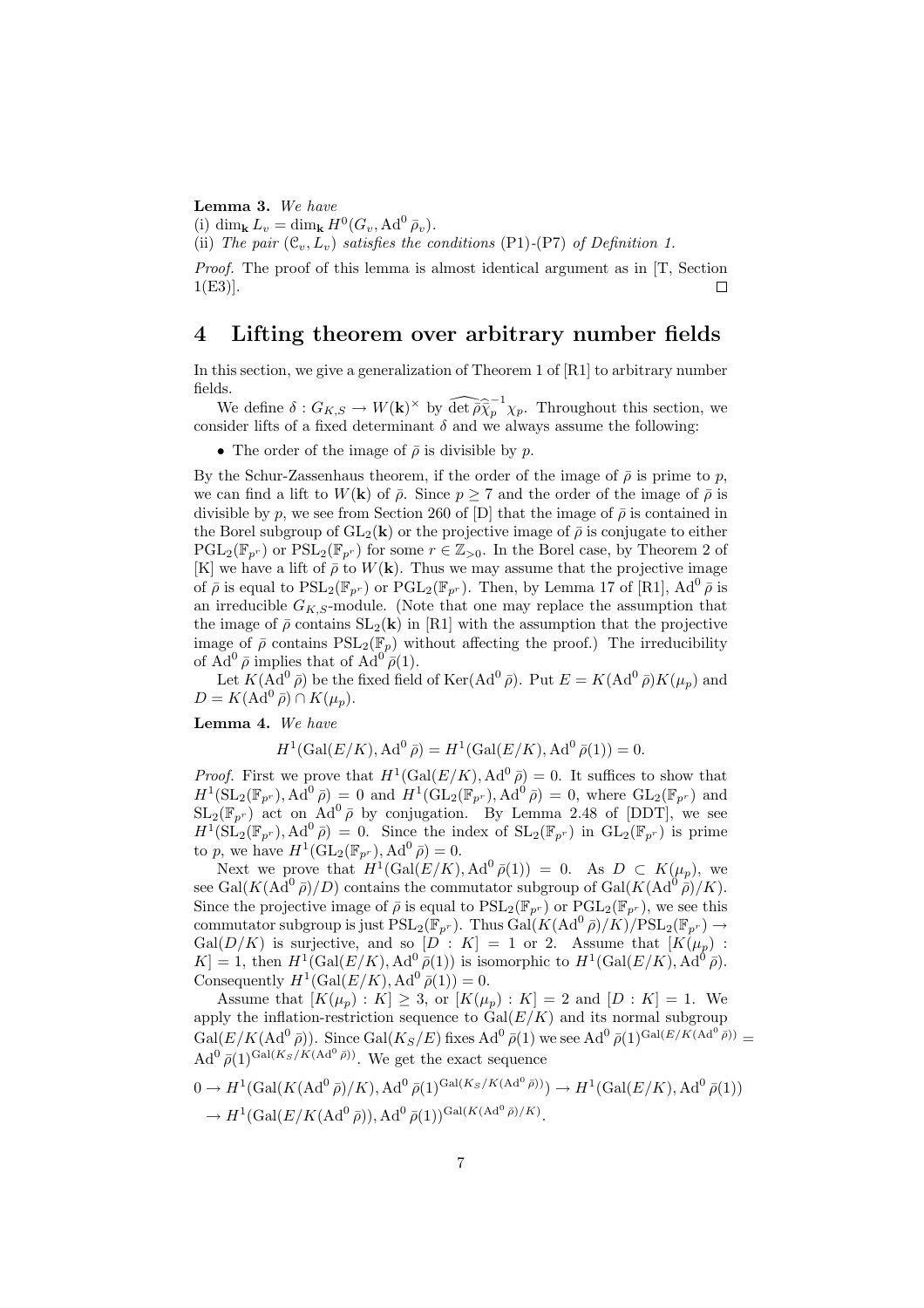**Lemma 3.** *We have*

(i) $\dim_{\mathbf{k}} L_v = \dim_{\mathbf{k}} H^0(G_v, \mathrm{Ad}^0 \bar{\rho}_v)$.

(ii) *The pair* $(\mathcal{C}_v, L_v)$ *satisfies the conditions* (P1)-(P7) *of Definition 1.*

*Proof.* The proof of this lemma is almost identical argument as in [T, Section 1(E3)]. $\square$

# 4 Lifting theorem over arbitrary number fields

In this section, we give a generalization of Theorem 1 of [R1] to arbitrary number fields.

We define $\delta : G_{K,S} \to W(\mathbf{k})^\times$ by $\widehat{\det \bar{\rho}} \widehat{\bar{\chi}}_p^{-1} \chi_p$. Throughout this section, we consider lifts of a fixed determinant $\delta$ and we always assume the following:

- The order of the image of $\bar{\rho}$ is divisible by $p$.

By the Schur-Zassenhaus theorem, if the order of the image of $\bar{\rho}$ is prime to $p$, we can find a lift to $W(\mathbf{k})$ of $\bar{\rho}$. Since $p \geq 7$ and the order of the image of $\bar{\rho}$ is divisible by $p$, we see from Section 260 of [D] that the image of $\bar{\rho}$ is contained in the Borel subgroup of $\mathrm{GL}_2(\mathbf{k})$ or the projective image of $\bar{\rho}$ is conjugate to either $\mathrm{PGL}_2(\mathbb{F}_{p^r})$ or $\mathrm{PSL}_2(\mathbb{F}_{p^r})$ for some $r \in \mathbb{Z}_{>0}$. In the Borel case, by Theorem 2 of [K] we have a lift of $\bar{\rho}$ to $W(\mathbf{k})$. Thus we may assume that the projective image of $\bar{\rho}$ is equal to $\mathrm{PSL}_2(\mathbb{F}_{p^r})$ or $\mathrm{PGL}_2(\mathbb{F}_{p^r})$. Then, by Lemma 17 of [R1], $\mathrm{Ad}^0 \bar{\rho}$ is an irreducible $G_{K,S}$-module. (Note that one may replace the assumption that the image of $\bar{\rho}$ contains $\mathrm{SL}_2(\mathbf{k})$ in [R1] with the assumption that the projective image of $\bar{\rho}$ contains $\mathrm{PSL}_2(\mathbb{F}_p)$ without affecting the proof.) The irreducibility of $\mathrm{Ad}^0 \bar{\rho}$ implies that of $\mathrm{Ad}^0 \bar{\rho}(1)$.

Let $K(\mathrm{Ad}^0 \bar{\rho})$ be the fixed field of $\mathrm{Ker}(\mathrm{Ad}^0 \bar{\rho})$. Put $E = K(\mathrm{Ad}^0 \bar{\rho})K(\mu_p)$ and $D = K(\mathrm{Ad}^0 \bar{\rho}) \cap K(\mu_p)$.

**Lemma 4.** *We have*

$$H^1(\mathrm{Gal}(E/K), \mathrm{Ad}^0 \bar{\rho}) = H^1(\mathrm{Gal}(E/K), \mathrm{Ad}^0 \bar{\rho}(1)) = 0.$$

*Proof.* First we prove that $H^1(\mathrm{Gal}(E/K), \mathrm{Ad}^0 \bar{\rho}) = 0$. It suffices to show that $H^1(\mathrm{SL}_2(\mathbb{F}_{p^r}), \mathrm{Ad}^0 \bar{\rho}) = 0$ and $H^1(\mathrm{GL}_2(\mathbb{F}_{p^r}), \mathrm{Ad}^0 \bar{\rho}) = 0$, where $\mathrm{GL}_2(\mathbb{F}_{p^r})$ and $\mathrm{SL}_2(\mathbb{F}_{p^r})$ act on $\mathrm{Ad}^0 \bar{\rho}$ by conjugation. By Lemma 2.48 of [DDT], we see $H^1(\mathrm{SL}_2(\mathbb{F}_{p^r}), \mathrm{Ad}^0 \bar{\rho}) = 0$. Since the index of $\mathrm{SL}_2(\mathbb{F}_{p^r})$ in $\mathrm{GL}_2(\mathbb{F}_{p^r})$ is prime to $p$, we have $H^1(\mathrm{GL}_2(\mathbb{F}_{p^r}), \mathrm{Ad}^0 \bar{\rho}) = 0$.

Next we prove that $H^1(\mathrm{Gal}(E/K), \mathrm{Ad}^0 \bar{\rho}(1)) = 0$. As $D \subset K(\mu_p)$, we see $\mathrm{Gal}(K(\mathrm{Ad}^0 \bar{\rho})/D)$ contains the commutator subgroup of $\mathrm{Gal}(K(\mathrm{Ad}^0 \bar{\rho})/K)$. Since the projective image of $\bar{\rho}$ is equal to $\mathrm{PSL}_2(\mathbb{F}_{p^r})$ or $\mathrm{PGL}_2(\mathbb{F}_{p^r})$, we see this commutator subgroup is just $\mathrm{PSL}_2(\mathbb{F}_{p^r})$. Thus $\mathrm{Gal}(K(\mathrm{Ad}^0 \bar{\rho})/K)/\mathrm{PSL}_2(\mathbb{F}_{p^r}) \to \mathrm{Gal}(D/K)$ is surjective, and so $[D : K] = 1$ or $2$. Assume that $[K(\mu_p) : K] = 1$, then $H^1(\mathrm{Gal}(E/K), \mathrm{Ad}^0 \bar{\rho}(1))$ is isomorphic to $H^1(\mathrm{Gal}(E/K), \mathrm{Ad}^0 \bar{\rho})$. Consequently $H^1(\mathrm{Gal}(E/K), \mathrm{Ad}^0 \bar{\rho}(1)) = 0$.

Assume that $[K(\mu_p) : K] \geq 3$, or $[K(\mu_p) : K] = 2$ and $[D : K] = 1$. We apply the inflation-restriction sequence to $\mathrm{Gal}(E/K)$ and its normal subgroup $\mathrm{Gal}(E/K(\mathrm{Ad}^0 \bar{\rho}))$. Since $\mathrm{Gal}(K_S/E)$ fixes $\mathrm{Ad}^0 \bar{\rho}(1)$ we see $\mathrm{Ad}^0 \bar{\rho}(1)^{\mathrm{Gal}(E/K(\mathrm{Ad}^0 \bar{\rho}))} = \mathrm{Ad}^0 \bar{\rho}(1)^{\mathrm{Gal}(K_S/K(\mathrm{Ad}^0 \bar{\rho}))}$. We get the exact sequence

$$0 \to H^1(\mathrm{Gal}(K(\mathrm{Ad}^0 \bar{\rho})/K), \mathrm{Ad}^0 \bar{\rho}(1)^{\mathrm{Gal}(K_S/K(\mathrm{Ad}^0 \bar{\rho}))}) \to H^1(\mathrm{Gal}(E/K), \mathrm{Ad}^0 \bar{\rho}(1))$$
$$\to H^1(\mathrm{Gal}(E/K(\mathrm{Ad}^0 \bar{\rho})), \mathrm{Ad}^0 \bar{\rho}(1))^{\mathrm{Gal}(K(\mathrm{Ad}^0 \bar{\rho})/K)}.$$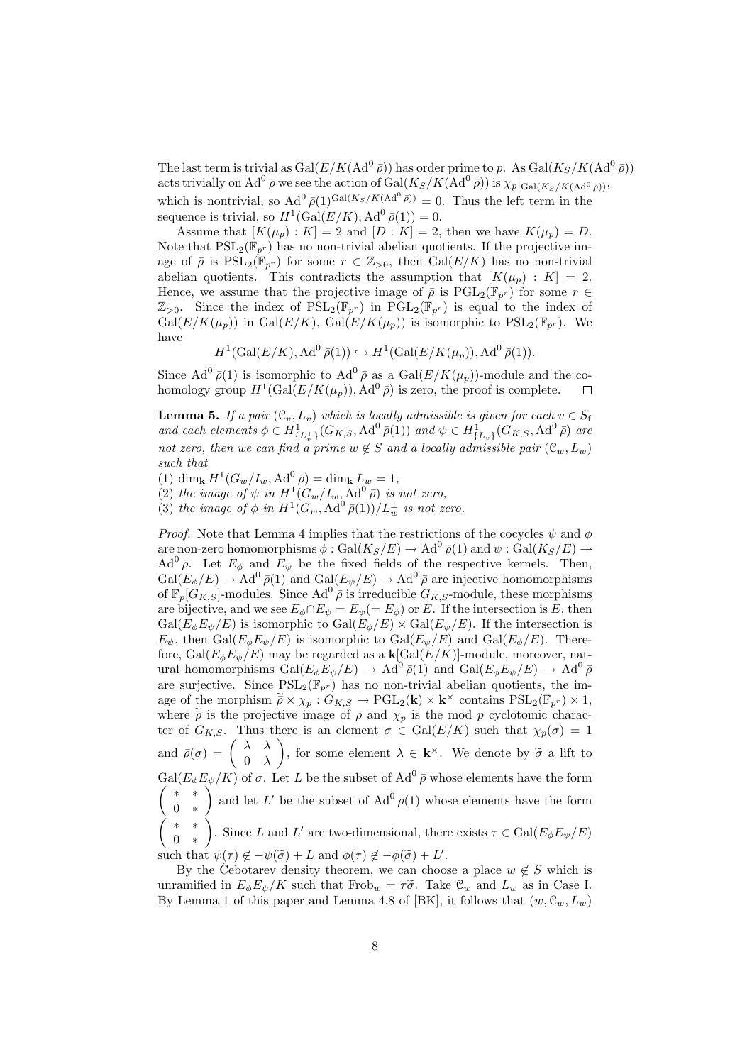The last term is trivial as $\mathrm{Gal}(E/K(\mathrm{Ad}^0\bar{\rho}))$ has order prime to $p$. As $\mathrm{Gal}(K_S/K(\mathrm{Ad}^0\bar{\rho}))$ acts trivially on $\mathrm{Ad}^0\bar{\rho}$ we see the action of $\mathrm{Gal}(K_S/K(\mathrm{Ad}^0\bar{\rho}))$ is $\chi_p|_{\mathrm{Gal}(K_S/K(\mathrm{Ad}^0\bar{\rho}))}$, which is nontrivial, so $\mathrm{Ad}^0\bar{\rho}(1)^{\mathrm{Gal}(K_S/K(\mathrm{Ad}^0\bar{\rho}))} = 0$. Thus the left term in the sequence is trivial, so $H^1(\mathrm{Gal}(E/K), \mathrm{Ad}^0\bar{\rho}(1)) = 0$.

Assume that $[K(\mu_p) : K] = 2$ and $[D : K] = 2$, then we have $K(\mu_p) = D$. Note that $\mathrm{PSL}_2(\mathbb{F}_{p^r})$ has no non-trivial abelian quotients. If the projective image of $\bar{\rho}$ is $\mathrm{PSL}_2(\mathbb{F}_{p^r})$ for some $r \in \mathbb{Z}_{>0}$, then $\mathrm{Gal}(E/K)$ has no non-trivial abelian quotients. This contradicts the assumption that $[K(\mu_p) : K] = 2$. Hence, we assume that the projective image of $\bar{\rho}$ is $\mathrm{PGL}_2(\mathbb{F}_{p^r})$ for some $r \in \mathbb{Z}_{>0}$. Since the index of $\mathrm{PSL}_2(\mathbb{F}_{p^r})$ in $\mathrm{PGL}_2(\mathbb{F}_{p^r})$ is equal to the index of $\mathrm{Gal}(E/K(\mu_p))$ in $\mathrm{Gal}(E/K)$, $\mathrm{Gal}(E/K(\mu_p))$ is isomorphic to $\mathrm{PSL}_2(\mathbb{F}_{p^r})$. We have

$$H^1(\mathrm{Gal}(E/K), \mathrm{Ad}^0\bar{\rho}(1)) \hookrightarrow H^1(\mathrm{Gal}(E/K(\mu_p)), \mathrm{Ad}^0\bar{\rho}(1)).$$

Since $\mathrm{Ad}^0\bar{\rho}(1)$ is isomorphic to $\mathrm{Ad}^0\bar{\rho}$ as a $\mathrm{Gal}(E/K(\mu_p))$-module and the cohomology group $H^1(\mathrm{Gal}(E/K(\mu_p)), \mathrm{Ad}^0\bar{\rho})$ is zero, the proof is complete. $\square$

**Lemma 5.** *If a pair $(\mathcal{C}_v, L_v)$ which is locally admissible is given for each $v \in S_{\mathrm{f}}$ and each elements $\phi \in H^1_{\{L_v^\perp\}}(G_{K,S}, \mathrm{Ad}^0\bar{\rho}(1))$ and $\psi \in H^1_{\{L_v\}}(G_{K,S}, \mathrm{Ad}^0\bar{\rho})$ are not zero, then we can find a prime $w \notin S$ and a locally admissible pair $(\mathcal{C}_w, L_w)$ such that*

*(1) $\dim_{\mathbf{k}} H^1(G_w/I_w, \mathrm{Ad}^0\bar{\rho}) = \dim_{\mathbf{k}} L_w = 1$,*
*(2) the image of $\psi$ in $H^1(G_w/I_w, \mathrm{Ad}^0\bar{\rho})$ is not zero,*
*(3) the image of $\phi$ in $H^1(G_w, \mathrm{Ad}^0\bar{\rho}(1))/L_w^\perp$ is not zero.*

*Proof.* Note that Lemma 4 implies that the restrictions of the cocycles $\psi$ and $\phi$ are non-zero homomorphisms $\phi : \mathrm{Gal}(K_S/E) \to \mathrm{Ad}^0\bar{\rho}(1)$ and $\psi : \mathrm{Gal}(K_S/E) \to \mathrm{Ad}^0\bar{\rho}$. Let $E_\phi$ and $E_\psi$ be the fixed fields of the respective kernels. Then, $\mathrm{Gal}(E_\phi/E) \to \mathrm{Ad}^0\bar{\rho}(1)$ and $\mathrm{Gal}(E_\psi/E) \to \mathrm{Ad}^0\bar{\rho}$ are injective homomorphisms of $\mathbb{F}_p[G_{K,S}]$-modules. Since $\mathrm{Ad}^0\bar{\rho}$ is irreducible $G_{K,S}$-module, these morphisms are bijective, and we see $E_\phi \cap E_\psi = E_\psi (= E_\phi)$ or $E$. If the intersection is $E$, then $\mathrm{Gal}(E_\phi E_\psi/E)$ is isomorphic to $\mathrm{Gal}(E_\phi/E) \times \mathrm{Gal}(E_\psi/E)$. If the intersection is $E_\psi$, then $\mathrm{Gal}(E_\phi E_\psi/E)$ is isomorphic to $\mathrm{Gal}(E_\psi/E)$ and $\mathrm{Gal}(E_\phi/E)$. Therefore, $\mathrm{Gal}(E_\phi E_\psi/E)$ may be regarded as a $\mathbf{k}[\mathrm{Gal}(E/K)]$-module, moreover, natural homomorphisms $\mathrm{Gal}(E_\phi E_\psi/E) \to \mathrm{Ad}^0\bar{\rho}(1)$ and $\mathrm{Gal}(E_\phi E_\psi/E) \to \mathrm{Ad}^0\bar{\rho}$ are surjective. Since $\mathrm{PSL}_2(\mathbb{F}_{p^r})$ has no non-trivial abelian quotients, the image of the morphism $\widetilde{\bar{\rho}} \times \chi_p : G_{K,S} \to \mathrm{PGL}_2(\mathbf{k}) \times \mathbf{k}^\times$ contains $\mathrm{PSL}_2(\mathbb{F}_{p^r}) \times 1$, where $\widetilde{\bar{\rho}}$ is the projective image of $\bar{\rho}$ and $\chi_p$ is the mod $p$ cyclotomic character of $G_{K,S}$. Thus there is an element $\sigma \in \mathrm{Gal}(E/K)$ such that $\chi_p(\sigma) = 1$ and $\bar{\rho}(\sigma) = \begin{pmatrix} \lambda & \lambda \\ 0 & \lambda \end{pmatrix}$, for some element $\lambda \in \mathbf{k}^\times$. We denote by $\widetilde{\sigma}$ a lift to $\mathrm{Gal}(E_\phi E_\psi/K)$ of $\sigma$. Let $L$ be the subset of $\mathrm{Ad}^0\bar{\rho}$ whose elements have the form $\begin{pmatrix} * & * \\ 0 & * \end{pmatrix}$ and let $L'$ be the subset of $\mathrm{Ad}^0\bar{\rho}(1)$ whose elements have the form $\begin{pmatrix} * & * \\ 0 & * \end{pmatrix}$. Since $L$ and $L'$ are two-dimensional, there exists $\tau \in \mathrm{Gal}(E_\phi E_\psi/E)$ such that $\psi(\tau) \notin -\psi(\widetilde{\sigma}) + L$ and $\phi(\tau) \notin -\phi(\widetilde{\sigma}) + L'$.

By the Čebotarev density theorem, we can choose a place $w \notin S$ which is unramified in $E_\phi E_\psi/K$ such that $\mathrm{Frob}_w = \tau\widetilde{\sigma}$. Take $\mathcal{C}_w$ and $L_w$ as in Case I. By Lemma 1 of this paper and Lemma 4.8 of [BK], it follows that $(w, \mathcal{C}_w, L_w)$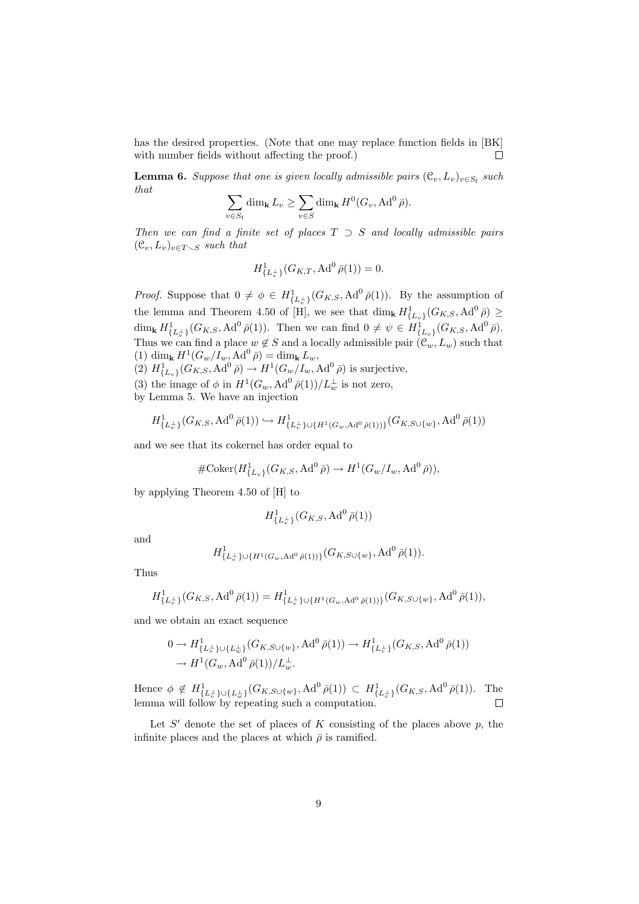has the desired properties. (Note that one may replace function fields in [BK] with number fields without affecting the proof.) $\square$

**Lemma 6.** *Suppose that one is given locally admissible pairs $(\mathcal{C}_v, L_v)_{v \in S_{\mathrm{f}}}$ such that*

$$\sum_{v \in S_{\mathrm{f}}} \dim_{\mathbf{k}} L_v \geq \sum_{v \in S} \dim_{\mathbf{k}} H^0(G_v, \operatorname{Ad}^0 \bar{\rho}).$$

*Then we can find a finite set of places $T \supset S$ and locally admissible pairs $(\mathcal{C}_v, L_v)_{v \in T \smallsetminus S}$ such that*

$$H^1_{\{L_v^\perp\}}(G_{K,T}, \operatorname{Ad}^0 \bar{\rho}(1)) = 0.$$

*Proof.* Suppose that $0 \neq \phi \in H^1_{\{L_v^\perp\}}(G_{K,S}, \operatorname{Ad}^0 \bar{\rho}(1))$. By the assumption of the lemma and Theorem 4.50 of [H], we see that $\dim_{\mathbf{k}} H^1_{\{L_v\}}(G_{K,S}, \operatorname{Ad}^0 \bar{\rho}) \geq \dim_{\mathbf{k}} H^1_{\{L_v^\perp\}}(G_{K,S}, \operatorname{Ad}^0 \bar{\rho}(1))$. Then we can find $0 \neq \psi \in H^1_{\{L_v\}}(G_{K,S}, \operatorname{Ad}^0 \bar{\rho})$. Thus we can find a place $w \notin S$ and a locally admissible pair $(\mathcal{C}_w, L_w)$ such that
(1) $\dim_{\mathbf{k}} H^1(G_w/I_w, \operatorname{Ad}^0 \bar{\rho}) = \dim_{\mathbf{k}} L_w$,
(2) $H^1_{\{L_v\}}(G_{K,S}, \operatorname{Ad}^0 \bar{\rho}) \to H^1(G_w/I_w, \operatorname{Ad}^0 \bar{\rho})$ is surjective,
(3) the image of $\phi$ in $H^1(G_w, \operatorname{Ad}^0 \bar{\rho}(1))/L_w^\perp$ is not zero,
by Lemma 5. We have an injection

$$H^1_{\{L_v^\perp\}}(G_{K,S}, \operatorname{Ad}^0 \bar{\rho}(1)) \hookrightarrow H^1_{\{L_v^\perp\} \cup \{H^1(G_w, \operatorname{Ad}^0 \bar{\rho}(1))\}}(G_{K,S \cup \{w\}}, \operatorname{Ad}^0 \bar{\rho}(1))$$

and we see that its cokernel has order equal to

$$\#\operatorname{Coker}(H^1_{\{L_v\}}(G_{K,S}, \operatorname{Ad}^0 \bar{\rho}) \to H^1(G_w/I_w, \operatorname{Ad}^0 \bar{\rho})),$$

by applying Theorem 4.50 of [H] to

$$H^1_{\{L_v^\perp\}}(G_{K,S}, \operatorname{Ad}^0 \bar{\rho}(1))$$

and

$$H^1_{\{L_v^\perp\} \cup \{H^1(G_w, \operatorname{Ad}^0 \bar{\rho}(1))\}}(G_{K,S \cup \{w\}}, \operatorname{Ad}^0 \bar{\rho}(1)).$$

Thus

$$H^1_{\{L_v^\perp\}}(G_{K,S}, \operatorname{Ad}^0 \bar{\rho}(1)) = H^1_{\{L_v^\perp\} \cup \{H^1(G_w, \operatorname{Ad}^0 \bar{\rho}(1))\}}(G_{K,S \cup \{w\}}, \operatorname{Ad}^0 \bar{\rho}(1)),$$

and we obtain an exact sequence

$$\begin{aligned} 0 &\to H^1_{\{L_v^\perp\} \cup \{L_w^\perp\}}(G_{K,S \cup \{w\}}, \operatorname{Ad}^0 \bar{\rho}(1)) \to H^1_{\{L_v^\perp\}}(G_{K,S}, \operatorname{Ad}^0 \bar{\rho}(1)) \\ &\to H^1(G_w, \operatorname{Ad}^0 \bar{\rho}(1))/L_w^\perp. \end{aligned}$$

Hence $\phi \notin H^1_{\{L_v^\perp\} \cup \{L_w^\perp\}}(G_{K,S \cup \{w\}}, \operatorname{Ad}^0 \bar{\rho}(1)) \subset H^1_{\{L_v^\perp\}}(G_{K,S}, \operatorname{Ad}^0 \bar{\rho}(1))$. The lemma will follow by repeating such a computation. $\square$

Let $S'$ denote the set of places of $K$ consisting of the places above $p$, the infinite places and the places at which $\bar{\rho}$ is ramified.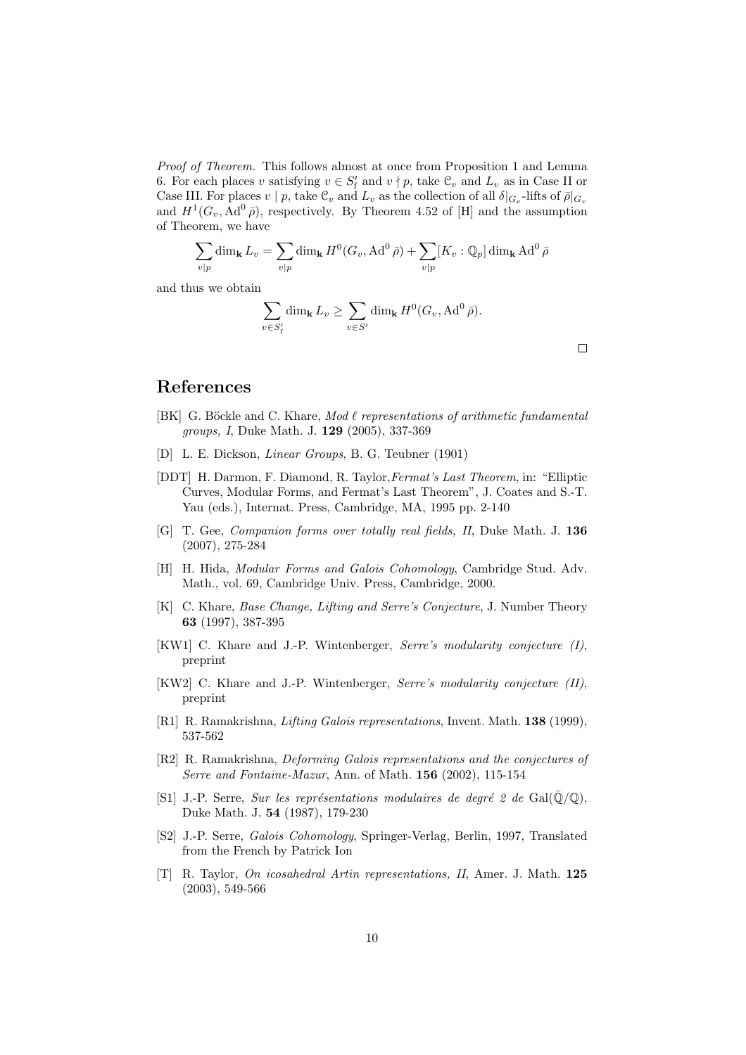*Proof of Theorem.* This follows almost at once from Proposition 1 and Lemma 6. For each places $v$ satisfying $v \in S'_{\mathrm{f}}$ and $v \nmid p$, take $\mathcal{C}_v$ and $L_v$ as in Case II or Case III. For places $v \mid p$, take $\mathcal{C}_v$ and $L_v$ as the collection of all $\delta|_{G_v}$-lifts of $\bar{\rho}|_{G_v}$ and $H^1(G_v, \mathrm{Ad}^0 \bar{\rho})$, respectively. By Theorem 4.52 of [H] and the assumption of Theorem, we have

$$\sum_{v|p} \dim_{\mathbf{k}} L_v = \sum_{v|p} \dim_{\mathbf{k}} H^0(G_v, \mathrm{Ad}^0 \bar{\rho}) + \sum_{v|p} [K_v : \mathbb{Q}_p] \dim_{\mathbf{k}} \mathrm{Ad}^0 \bar{\rho}$$

and thus we obtain

$$\sum_{v \in S'_{\mathrm{f}}} \dim_{\mathbf{k}} L_v \geq \sum_{v \in S'} \dim_{\mathbf{k}} H^0(G_v, \mathrm{Ad}^0 \bar{\rho}).$$

□

## References

[BK] G. Böckle and C. Khare, *Mod $\ell$ representations of arithmetic fundamental groups, I*, Duke Math. J. **129** (2005), 337-369

[D] L. E. Dickson, *Linear Groups*, B. G. Teubner (1901)

[DDT] H. Darmon, F. Diamond, R. Taylor, *Fermat's Last Theorem*, in: "Elliptic Curves, Modular Forms, and Fermat's Last Theorem", J. Coates and S.-T. Yau (eds.), Internat. Press, Cambridge, MA, 1995 pp. 2-140

[G] T. Gee, *Companion forms over totally real fields, II*, Duke Math. J. **136** (2007), 275-284

[H] H. Hida, *Modular Forms and Galois Cohomology*, Cambridge Stud. Adv. Math., vol. 69, Cambridge Univ. Press, Cambridge, 2000.

[K] C. Khare, *Base Change, Lifting and Serre's Conjecture*, J. Number Theory **63** (1997), 387-395

[KW1] C. Khare and J.-P. Wintenberger, *Serre's modularity conjecture (I)*, preprint

[KW2] C. Khare and J.-P. Wintenberger, *Serre's modularity conjecture (II)*, preprint

[R1] R. Ramakrishna, *Lifting Galois representations*, Invent. Math. **138** (1999), 537-562

[R2] R. Ramakrishna, *Deforming Galois representations and the conjectures of Serre and Fontaine-Mazur*, Ann. of Math. **156** (2002), 115-154

[S1] J.-P. Serre, *Sur les représentations modulaires de degré 2 de* $\mathrm{Gal}(\bar{\mathbb{Q}}/\mathbb{Q})$, Duke Math. J. **54** (1987), 179-230

[S2] J.-P. Serre, *Galois Cohomology*, Springer-Verlag, Berlin, 1997, Translated from the French by Patrick Ion

[T] R. Taylor, *On icosahedral Artin representations, II*, Amer. J. Math. **125** (2003), 549-566